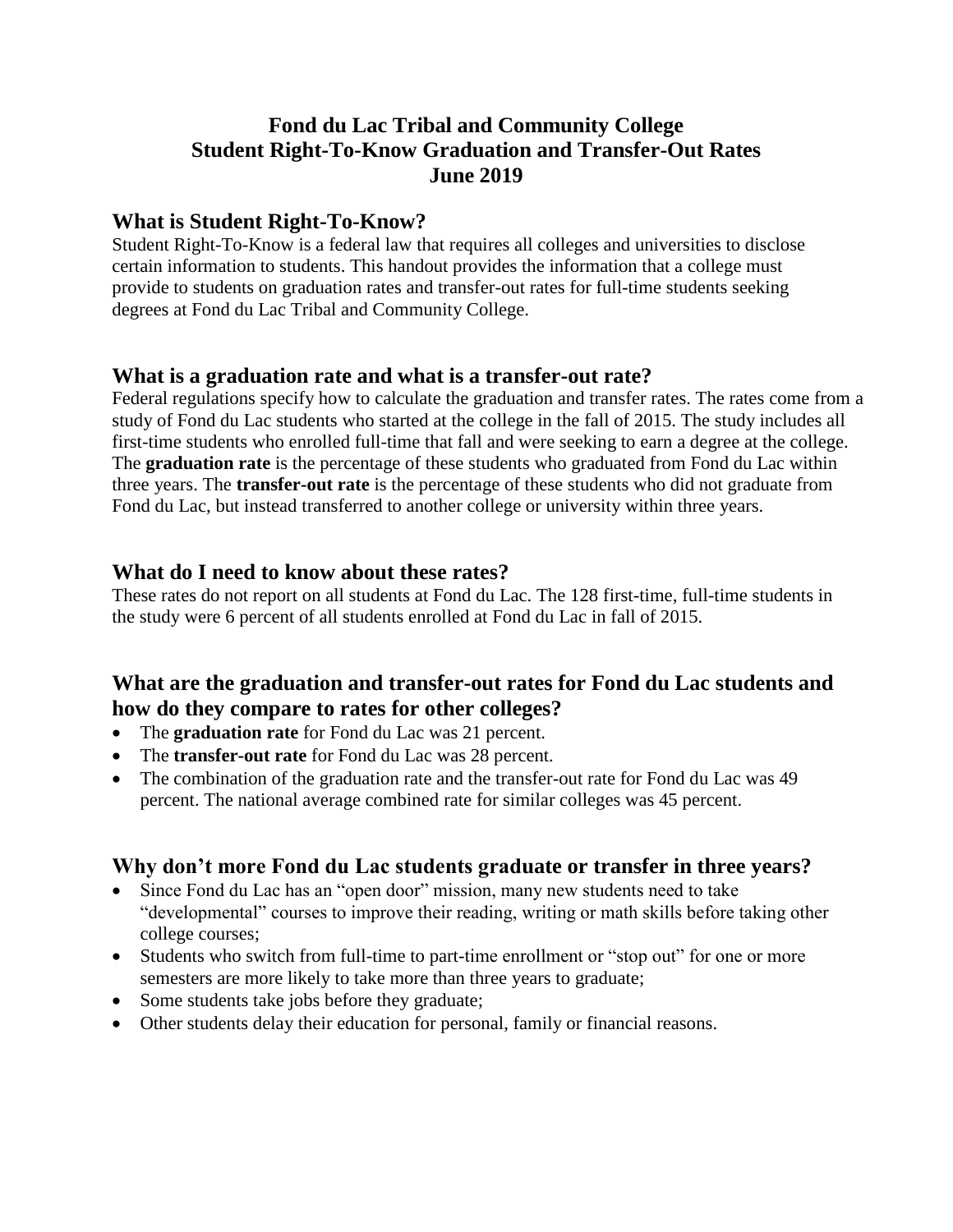# Fond du Lac Tribal and Community College
# Student Right-To-Know Graduation and Transfer-Out Rates
# June 2019

## What is Student Right-To-Know?

Student Right-To-Know is a federal law that requires all colleges and universities to disclose certain information to students. This handout provides the information that a college must provide to students on graduation rates and transfer-out rates for full-time students seeking degrees at Fond du Lac Tribal and Community College.

## What is a graduation rate and what is a transfer-out rate?

Federal regulations specify how to calculate the graduation and transfer rates. The rates come from a study of Fond du Lac students who started at the college in the fall of 2015. The study includes all first-time students who enrolled full-time that fall and were seeking to earn a degree at the college. The **graduation rate** is the percentage of these students who graduated from Fond du Lac within three years. The **transfer-out rate** is the percentage of these students who did not graduate from Fond du Lac, but instead transferred to another college or university within three years.

## What do I need to know about these rates?

These rates do not report on all students at Fond du Lac. The 128 first-time, full-time students in the study were 6 percent of all students enrolled at Fond du Lac in fall of 2015.

## What are the graduation and transfer-out rates for Fond du Lac students and how do they compare to rates for other colleges?

- The **graduation rate** for Fond du Lac was 21 percent.
- The **transfer-out rate** for Fond du Lac was 28 percent.
- The combination of the graduation rate and the transfer-out rate for Fond du Lac was 49 percent. The national average combined rate for similar colleges was 45 percent.

## Why don't more Fond du Lac students graduate or transfer in three years?

- Since Fond du Lac has an "open door" mission, many new students need to take "developmental" courses to improve their reading, writing or math skills before taking other college courses;
- Students who switch from full-time to part-time enrollment or "stop out" for one or more semesters are more likely to take more than three years to graduate;
- Some students take jobs before they graduate;
- Other students delay their education for personal, family or financial reasons.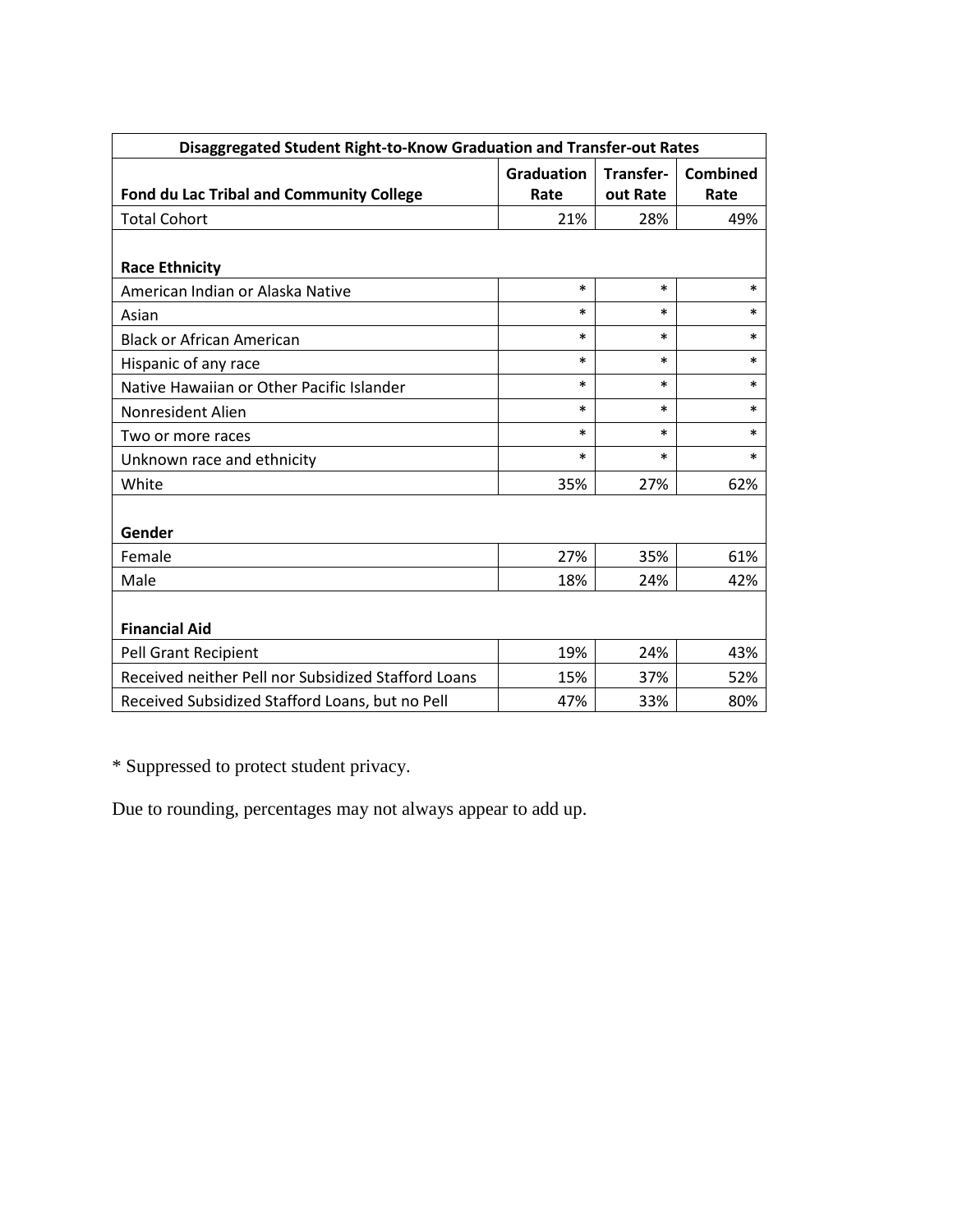| Disaggregated Student Right-to-Know Graduation and Transfer-out Rates | | | |
|---|---|---|---|
| **Fond du Lac Tribal and Community College** | **Graduation Rate** | **Transfer-out Rate** | **Combined Rate** |
| Total Cohort | 21% | 28% | 49% |
| **Race Ethnicity** | | | |
| American Indian or Alaska Native | * | * | * |
| Asian | * | * | * |
| Black or African American | * | * | * |
| Hispanic of any race | * | * | * |
| Native Hawaiian or Other Pacific Islander | * | * | * |
| Nonresident Alien | * | * | * |
| Two or more races | * | * | * |
| Unknown race and ethnicity | * | * | * |
| White | 35% | 27% | 62% |
| **Gender** | | | |
| Female | 27% | 35% | 61% |
| Male | 18% | 24% | 42% |
| **Financial Aid** | | | |
| Pell Grant Recipient | 19% | 24% | 43% |
| Received neither Pell nor Subsidized Stafford Loans | 15% | 37% | 52% |
| Received Subsidized Stafford Loans, but no Pell | 47% | 33% | 80% |

* Suppressed to protect student privacy.

Due to rounding, percentages may not always appear to add up.